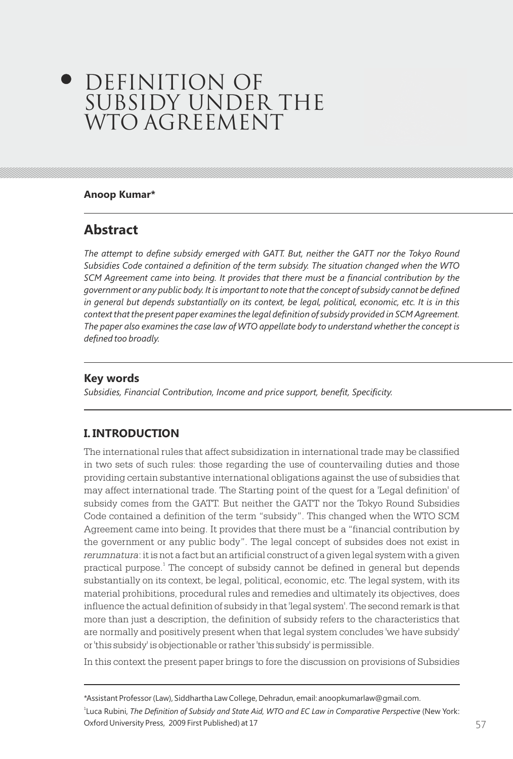// DEFINITION OF SUBSIDY UNDER THE WTO AGREEMENT

# DEFINITION OF SUBSIDY UNDER THE WTO AGREEMENT

**Anoop Kumar***

## Abstract

*The attempt to define subsidy emerged with GATT. But, neither the GATT nor the Tokyo Round Subsidies Code contained a definition of the term subsidy. The situation changed when the WTO SCM Agreement came into being. It provides that there must be a financial contribution by the government or any public body. It is important to note that the concept of subsidy cannot be defined in general but depends substantially on its context, be legal, political, economic, etc. It is in this context that the present paper examines the legal definition of subsidy provided in SCM Agreement. The paper also examines the case law of WTO appellate body to understand whether the concept is defined too broadly.*

### Key words

*Subsidies, Financial Contribution, Income and price support, benefit, Specificity.*

## I. INTRODUCTION

The international rules that affect subsidization in international trade may be classified in two sets of such rules: those regarding the use of countervailing duties and those providing certain substantive international obligations against the use of subsidies that may affect international trade. The Starting point of the quest for a 'Legal definition' of subsidy comes from the GATT. But neither the GATT nor the Tokyo Round Subsidies Code contained a definition of the term "subsidy". This changed when the WTO SCM Agreement came into being. It provides that there must be a "financial contribution by the government or any public body". The legal concept of subsides does not exist in *rerumnatura*: it is not a fact but an artificial construct of a given legal system with a given practical purpose.[1] The concept of subsidy cannot be defined in general but depends substantially on its context, be legal, political, economic, etc. The legal system, with its material prohibitions, procedural rules and remedies and ultimately its objectives, does influence the actual definition of subsidy in that 'legal system'. The second remark is that more than just a description, the definition of subsidy refers to the characteristics that are normally and positively present when that legal system concludes 'we have subsidy' or 'this subsidy' is objectionable or rather 'this subsidy' is permissible.

In this context the present paper brings to fore the discussion on provisions of Subsidies

---

*Assistant Professor (Law), Siddhartha Law College, Dehradun, email: anoopkumarlaw@gmail.com.

[1] Luca Rubini, *The Definition of Subsidy and State Aid, WTO and EC Law in Comparative Perspective* (New York: Oxford University Press, 2009 First Published) at 17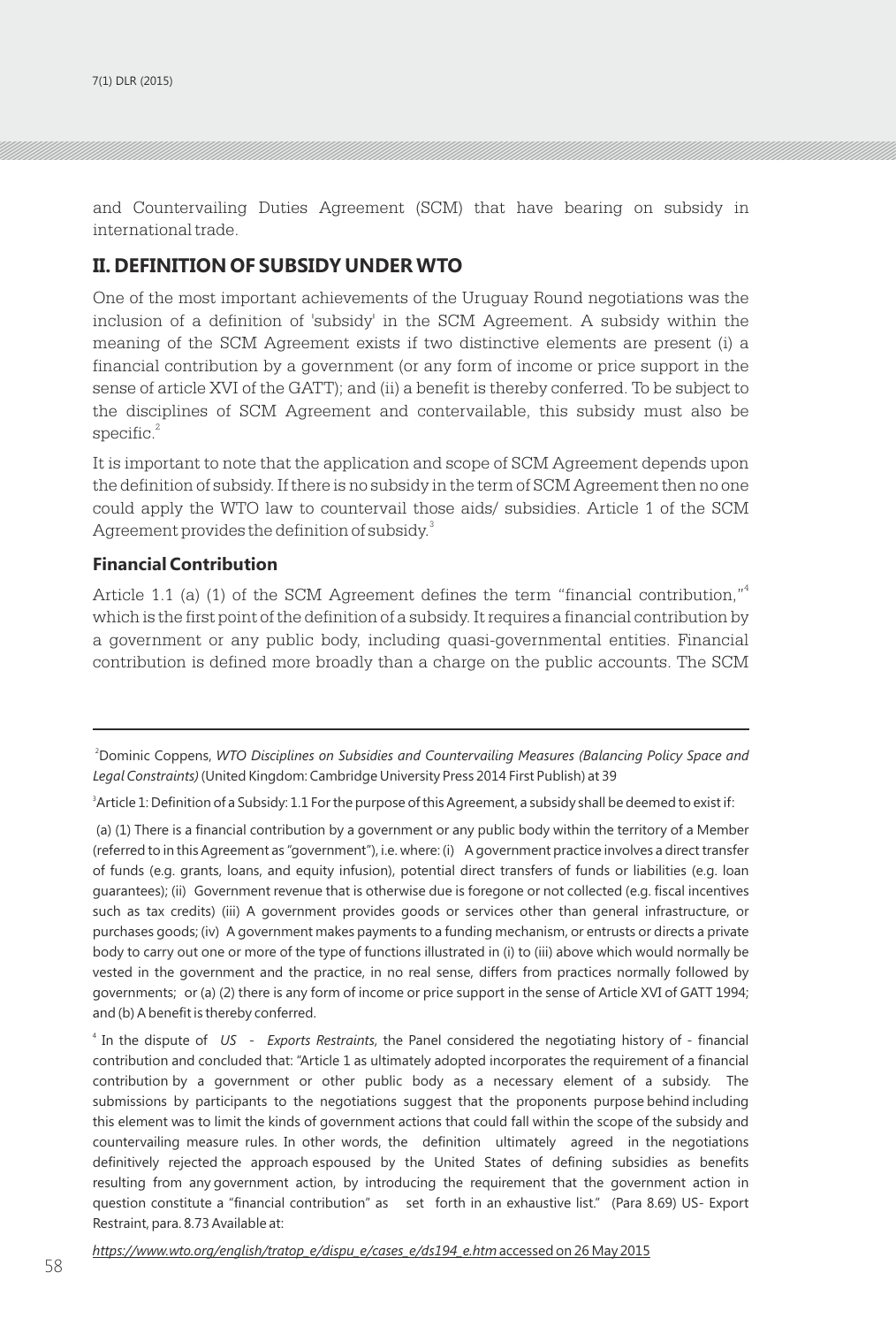and Countervailing Duties Agreement (SCM) that have bearing on subsidy in international trade.

## II. DEFINITION OF SUBSIDY UNDER WTO

One of the most important achievements of the Uruguay Round negotiations was the inclusion of a definition of 'subsidy' in the SCM Agreement. A subsidy within the meaning of the SCM Agreement exists if two distinctive elements are present (i) a financial contribution by a government (or any form of income or price support in the sense of article XVI of the GATT); and (ii) a benefit is thereby conferred. To be subject to the disciplines of SCM Agreement and contervailable, this subsidy must also be specific.[2]

It is important to note that the application and scope of SCM Agreement depends upon the definition of subsidy. If there is no subsidy in the term of SCM Agreement then no one could apply the WTO law to countervail those aids/ subsidies. Article 1 of the SCM Agreement provides the definition of subsidy.[3]

### Financial Contribution

Article 1.1 (a) (1) of the SCM Agreement defines the term "financial contribution,"[4] which is the first point of the definition of a subsidy. It requires a financial contribution by a government or any public body, including quasi-governmental entities. Financial contribution is defined more broadly than a charge on the public accounts. The SCM

---

[2] Dominic Coppens, *WTO Disciplines on Subsidies and Countervailing Measures (Balancing Policy Space and Legal Constraints)* (United Kingdom: Cambridge University Press 2014 First Publish) at 39

[3] Article 1: Definition of a Subsidy: 1.1 For the purpose of this Agreement, a subsidy shall be deemed to exist if:

(a) (1) There is a financial contribution by a government or any public body within the territory of a Member (referred to in this Agreement as "government"), i.e. where: (i) A government practice involves a direct transfer of funds (e.g. grants, loans, and equity infusion), potential direct transfers of funds or liabilities (e.g. loan guarantees); (ii) Government revenue that is otherwise due is foregone or not collected (e.g. fiscal incentives such as tax credits) (iii) A government provides goods or services other than general infrastructure, or purchases goods; (iv) A government makes payments to a funding mechanism, or entrusts or directs a private body to carry out one or more of the type of functions illustrated in (i) to (iii) above which would normally be vested in the government and the practice, in no real sense, differs from practices normally followed by governments; or (a) (2) there is any form of income or price support in the sense of Article XVI of GATT 1994; and (b) A benefit is thereby conferred.

[4] In the dispute of *US - Exports Restraints*, the Panel considered the negotiating history of - financial contribution and concluded that: "Article 1 as ultimately adopted incorporates the requirement of a financial contribution by a government or other public body as a necessary element of a subsidy. The submissions by participants to the negotiations suggest that the proponents purpose behind including this element was to limit the kinds of government actions that could fall within the scope of the subsidy and countervailing measure rules. In other words, the definition ultimately agreed in the negotiations definitively rejected the approach espoused by the United States of defining subsidies as benefits resulting from any government action, by introducing the requirement that the government action in question constitute a "financial contribution" as set forth in an exhaustive list." (Para 8.69) US- Export Restraint, para. 8.73 Available at:

*https://www.wto.org/english/tratop_e/dispu_e/cases_e/ds194_e.htm* accessed on 26 May 2015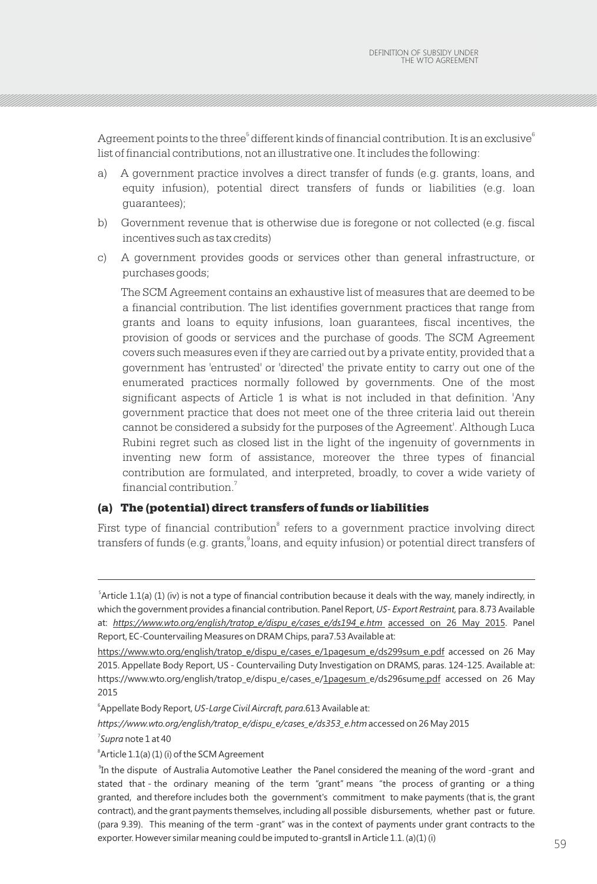Agreement points to the three[5] different kinds of financial contribution. It is an exclusive[6] list of financial contributions, not an illustrative one. It includes the following:

a) A government practice involves a direct transfer of funds (e.g. grants, loans, and equity infusion), potential direct transfers of funds or liabilities (e.g. loan guarantees);

b) Government revenue that is otherwise due is foregone or not collected (e.g. fiscal incentives such as tax credits)

c) A government provides goods or services other than general infrastructure, or purchases goods;

   The SCM Agreement contains an exhaustive list of measures that are deemed to be a financial contribution. The list identifies government practices that range from grants and loans to equity infusions, loan guarantees, fiscal incentives, the provision of goods or services and the purchase of goods. The SCM Agreement covers such measures even if they are carried out by a private entity, provided that a government has 'entrusted' or 'directed' the private entity to carry out one of the enumerated practices normally followed by governments. One of the most significant aspects of Article 1 is what is not included in that definition. 'Any government practice that does not meet one of the three criteria laid out therein cannot be considered a subsidy for the purposes of the Agreement'. Although Luca Rubini regret such as closed list in the light of the ingenuity of governments in inventing new form of assistance, moreover the three types of financial contribution are formulated, and interpreted, broadly, to cover a wide variety of financial contribution.[7]

### (a) The (potential) direct transfers of funds or liabilities

First type of financial contribution[8] refers to a government practice involving direct transfers of funds (e.g. grants,[9] loans, and equity infusion) or potential direct transfers of

---

[5] Article 1.1(a) (1) (iv) is not a type of financial contribution because it deals with the way, manely indirectly, in which the government provides a financial contribution. Panel Report, *US- Export Restraint,* para. 8.73 Available at: *https://www.wto.org/english/tratop_e/dispu_e/cases_e/ds194_e.htm* accessed on 26 May 2015. Panel Report, EC-Countervailing Measures on DRAM Chips, para7.53 Available at: https://www.wto.org/english/tratop_e/dispu_e/cases_e/1pagesum_e/ds299sum_e.pdf accessed on 26 May 2015. Appellate Body Report, US - Countervailing Duty Investigation on DRAMS, paras. 124-125. Available at: https://www.wto.org/english/tratop_e/dispu_e/cases_e/1pagesum_e/ds296sume.pdf accessed on 26 May 2015

[6] Appellate Body Report, *US-Large Civil Aircraft, para.*613 Available at: *https://www.wto.org/english/tratop_e/dispu_e/cases_e/ds353_e.htm* accessed on 26 May 2015

[7] *Supra* note 1 at 40

[8] Article 1.1(a) (1) (i) of the SCM Agreement

[9] In the dispute of Australia Automotive Leather the Panel considered the meaning of the word -grant and stated that - the ordinary meaning of the term "grant" means "the process of granting or a thing granted, and therefore includes both the government's commitment to make payments (that is, the grant contract), and the grant payments themselves, including all possible disbursements, whether past or future. (para 9.39). This meaning of the term -grant" was in the context of payments under grant contracts to the exporter. However similar meaning could be imputed to-grants‖ in Article 1.1. (a)(1) (i)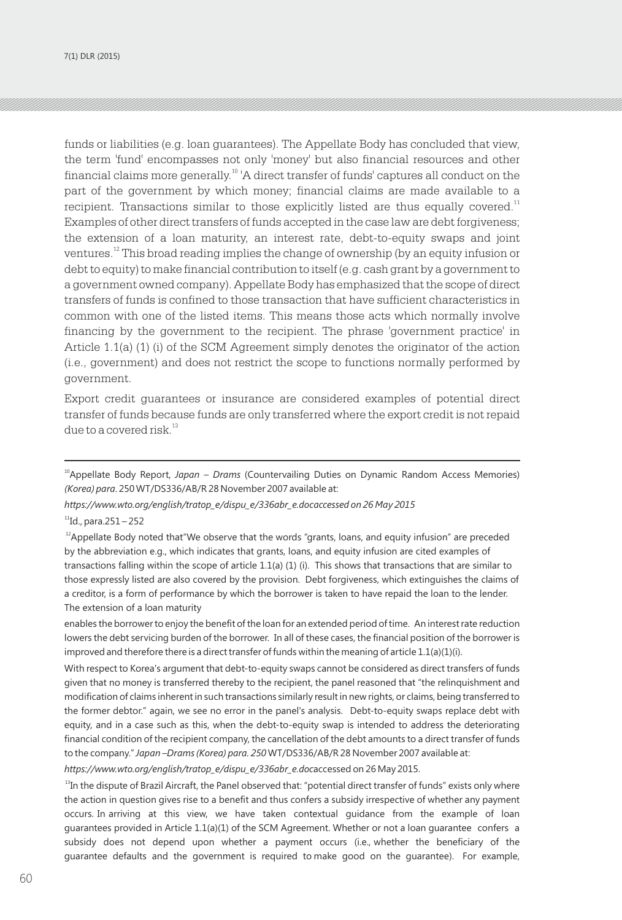funds or liabilities (e.g. loan guarantees). The Appellate Body has concluded that view, the term 'fund' encompasses not only 'money' but also financial resources and other financial claims more generally.[10] 'A direct transfer of funds' captures all conduct on the part of the government by which money; financial claims are made available to a recipient. Transactions similar to those explicitly listed are thus equally covered.[11] Examples of other direct transfers of funds accepted in the case law are debt forgiveness; the extension of a loan maturity, an interest rate, debt-to-equity swaps and joint ventures.[12] This broad reading implies the change of ownership (by an equity infusion or debt to equity) to make financial contribution to itself (e.g. cash grant by a government to a government owned company). Appellate Body has emphasized that the scope of direct transfers of funds is confined to those transaction that have sufficient characteristics in common with one of the listed items. This means those acts which normally involve financing by the government to the recipient. The phrase 'government practice' in Article 1.1(a) (1) (i) of the SCM Agreement simply denotes the originator of the action (i.e., government) and does not restrict the scope to functions normally performed by government.

Export credit guarantees or insurance are considered examples of potential direct transfer of funds because funds are only transferred where the export credit is not repaid due to a covered risk.[13]

---

[10] Appellate Body Report, *Japan – Drams* (Countervailing Duties on Dynamic Random Access Memories) *(Korea) para.* 250 WT/DS336/AB/R 28 November 2007 available at:

*https://www.wto.org/english/tratop_e/dispu_e/336abr_e.docaccessed on 26 May 2015*

[11] Id., para.251 – 252

[12] Appellate Body noted that"We observe that the words "grants, loans, and equity infusion" are preceded by the abbreviation e.g., which indicates that grants, loans, and equity infusion are cited examples of transactions falling within the scope of article 1.1(a) (1) (i). This shows that transactions that are similar to those expressly listed are also covered by the provision. Debt forgiveness, which extinguishes the claims of a creditor, is a form of performance by which the borrower is taken to have repaid the loan to the lender. The extension of a loan maturity

enables the borrower to enjoy the benefit of the loan for an extended period of time. An interest rate reduction lowers the debt servicing burden of the borrower. In all of these cases, the financial position of the borrower is improved and therefore there is a direct transfer of funds within the meaning of article 1.1(a)(1)(i).

With respect to Korea's argument that debt-to-equity swaps cannot be considered as direct transfers of funds given that no money is transferred thereby to the recipient, the panel reasoned that "the relinquishment and modification of claims inherent in such transactions similarly result in new rights, or claims, being transferred to the former debtor." again, we see no error in the panel's analysis. Debt-to-equity swaps replace debt with equity, and in a case such as this, when the debt-to-equity swap is intended to address the deteriorating financial condition of the recipient company, the cancellation of the debt amounts to a direct transfer of funds to the company." *Japan –Drams (Korea) para. 250* WT/DS336/AB/R 28 November 2007 available at:

*https://www.wto.org/english/tratop_e/dispu_e/336abr_e.doc*accessed on 26 May 2015.

[13] In the dispute of Brazil Aircraft, the Panel observed that: "potential direct transfer of funds" exists only where the action in question gives rise to a benefit and thus confers a subsidy irrespective of whether any payment occurs. In arriving at this view, we have taken contextual guidance from the example of loan guarantees provided in Article 1.1(a)(1) of the SCM Agreement. Whether or not a loan guarantee confers a subsidy does not depend upon whether a payment occurs (i.e., whether the beneficiary of the guarantee defaults and the government is required to make good on the guarantee). For example,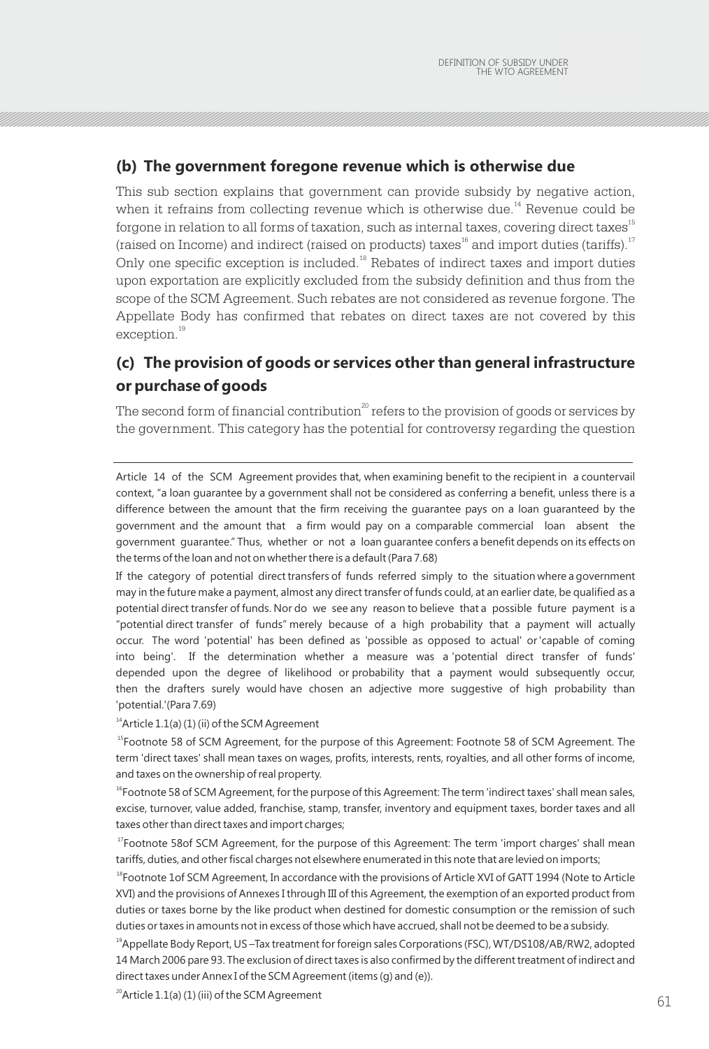## (b) The government foregone revenue which is otherwise due

This sub section explains that government can provide subsidy by negative action, when it refrains from collecting revenue which is otherwise due.[14] Revenue could be forgone in relation to all forms of taxation, such as internal taxes, covering direct taxes[15] (raised on Income) and indirect (raised on products) taxes[16] and import duties (tariffs).[17] Only one specific exception is included.[18] Rebates of indirect taxes and import duties upon exportation are explicitly excluded from the subsidy definition and thus from the scope of the SCM Agreement. Such rebates are not considered as revenue forgone. The Appellate Body has confirmed that rebates on direct taxes are not covered by this exception.[19]

## (c) The provision of goods or services other than general infrastructure or purchase of goods

The second form of financial contribution[20] refers to the provision of goods or services by the government. This category has the potential for controversy regarding the question

---

Article 14 of the SCM Agreement provides that, when examining benefit to the recipient in a countervail context, "a loan guarantee by a government shall not be considered as conferring a benefit, unless there is a difference between the amount that the firm receiving the guarantee pays on a loan guaranteed by the government and the amount that a firm would pay on a comparable commercial loan absent the government guarantee." Thus, whether or not a loan guarantee confers a benefit depends on its effects on the terms of the loan and not on whether there is a default (Para 7.68)

If the category of potential direct transfers of funds referred simply to the situation where a government may in the future make a payment, almost any direct transfer of funds could, at an earlier date, be qualified as a potential direct transfer of funds. Nor do we see any reason to believe that a possible future payment is a "potential direct transfer of funds" merely because of a high probability that a payment will actually occur. The word 'potential' has been defined as 'possible as opposed to actual' or 'capable of coming into being'. If the determination whether a measure was a 'potential direct transfer of funds' depended upon the degree of likelihood or probability that a payment would subsequently occur, then the drafters surely would have chosen an adjective more suggestive of high probability than 'potential.'(Para 7.69)

[14] Article 1.1(a) (1) (ii) of the SCM Agreement

[15] Footnote 58 of SCM Agreement, for the purpose of this Agreement: Footnote 58 of SCM Agreement. The term 'direct taxes' shall mean taxes on wages, profits, interests, rents, royalties, and all other forms of income, and taxes on the ownership of real property.

[16] Footnote 58 of SCM Agreement, for the purpose of this Agreement: The term 'indirect taxes' shall mean sales, excise, turnover, value added, franchise, stamp, transfer, inventory and equipment taxes, border taxes and all taxes other than direct taxes and import charges;

[17] Footnote 58of SCM Agreement, for the purpose of this Agreement: The term 'import charges' shall mean tariffs, duties, and other fiscal charges not elsewhere enumerated in this note that are levied on imports;

[18] Footnote 1of SCM Agreement, In accordance with the provisions of Article XVI of GATT 1994 (Note to Article XVI) and the provisions of Annexes I through III of this Agreement, the exemption of an exported product from duties or taxes borne by the like product when destined for domestic consumption or the remission of such duties or taxes in amounts not in excess of those which have accrued, shall not be deemed to be a subsidy.

[19] Appellate Body Report, US –Tax treatment for foreign sales Corporations (FSC), WT/DS108/AB/RW2, adopted 14 March 2006 pare 93. The exclusion of direct taxes is also confirmed by the different treatment of indirect and direct taxes under Annex I of the SCM Agreement (items (g) and (e)).

[20] Article 1.1(a) (1) (iii) of the SCM Agreement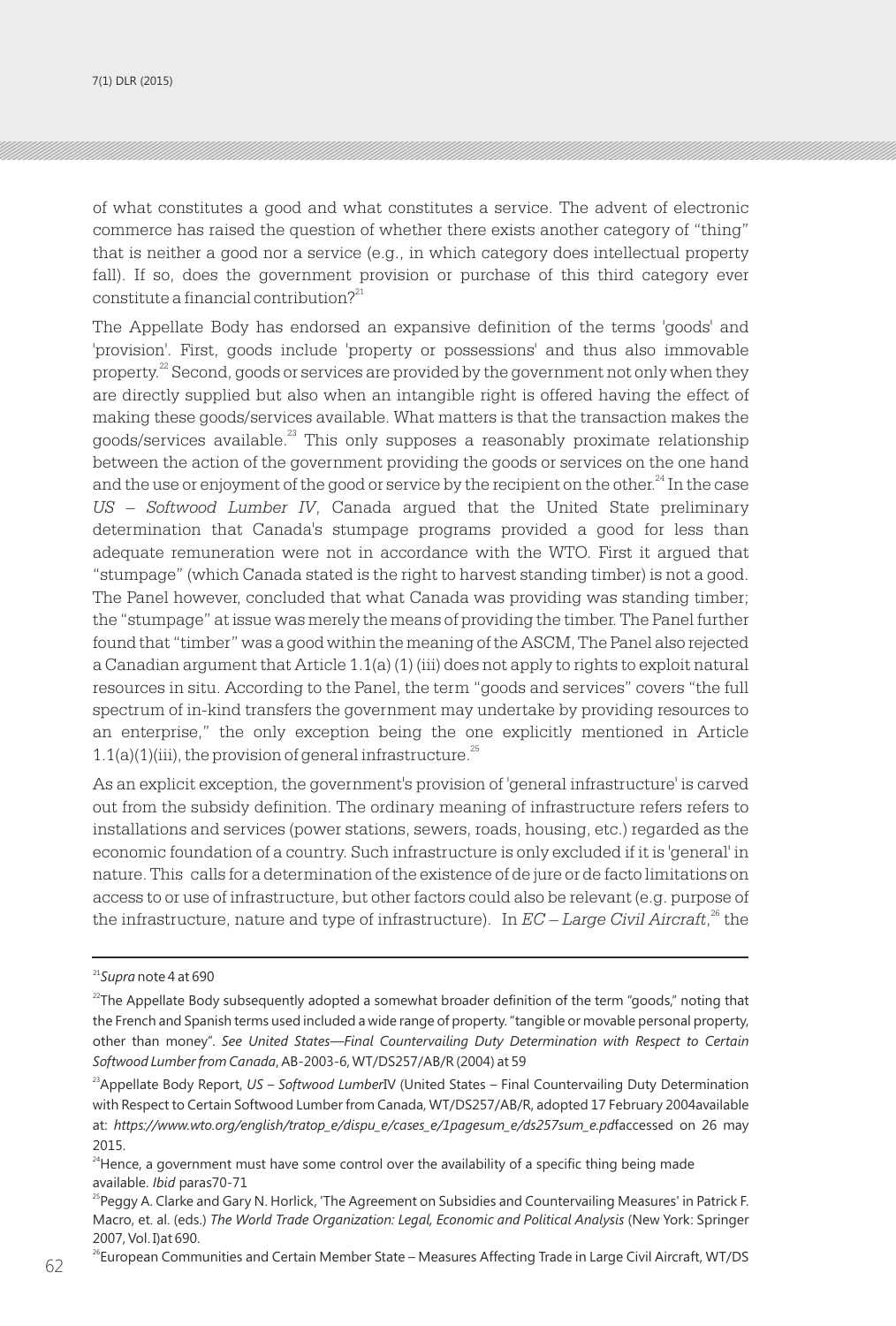of what constitutes a good and what constitutes a service. The advent of electronic commerce has raised the question of whether there exists another category of "thing" that is neither a good nor a service (e.g., in which category does intellectual property fall). If so, does the government provision or purchase of this third category ever constitute a financial contribution?[21]

The Appellate Body has endorsed an expansive definition of the terms 'goods' and 'provision'. First, goods include 'property or possessions' and thus also immovable property.[22] Second, goods or services are provided by the government not only when they are directly supplied but also when an intangible right is offered having the effect of making these goods/services available. What matters is that the transaction makes the goods/services available.[23] This only supposes a reasonably proximate relationship between the action of the government providing the goods or services on the one hand and the use or enjoyment of the good or service by the recipient on the other.[24] In the case *US – Softwood Lumber IV*, Canada argued that the United State preliminary determination that Canada's stumpage programs provided a good for less than adequate remuneration were not in accordance with the WTO. First it argued that "stumpage" (which Canada stated is the right to harvest standing timber) is not a good. The Panel however, concluded that what Canada was providing was standing timber; the "stumpage" at issue was merely the means of providing the timber. The Panel further found that "timber" was a good within the meaning of the ASCM, The Panel also rejected a Canadian argument that Article 1.1(a) (1) (iii) does not apply to rights to exploit natural resources in situ. According to the Panel, the term "goods and services" covers "the full spectrum of in-kind transfers the government may undertake by providing resources to an enterprise," the only exception being the one explicitly mentioned in Article 1.1(a)(1)(iii), the provision of general infrastructure.[25]

As an explicit exception, the government's provision of 'general infrastructure' is carved out from the subsidy definition. The ordinary meaning of infrastructure refers refers to installations and services (power stations, sewers, roads, housing, etc.) regarded as the economic foundation of a country. Such infrastructure is only excluded if it is 'general' in nature. This calls for a determination of the existence of de jure or de facto limitations on access to or use of infrastructure, but other factors could also be relevant (e.g. purpose of the infrastructure, nature and type of infrastructure). In *EC – Large Civil Aircraft*,[26] the

---

[21] *Supra* note 4 at 690

[22] The Appellate Body subsequently adopted a somewhat broader definition of the term "goods," noting that the French and Spanish terms used included a wide range of property. "tangible or movable personal property, other than money". *See United States—Final Countervailing Duty Determination with Respect to Certain Softwood Lumber from Canada*, AB-2003-6, WT/DS257/AB/R (2004) at 59

[23] Appellate Body Report, *US – Softwood Lumber* IV (United States – Final Countervailing Duty Determination with Respect to Certain Softwood Lumber from Canada, WT/DS257/AB/R, adopted 17 February 2004available at: *https://www.wto.org/english/tratop_e/dispu_e/cases_e/1pagesum_e/ds257sum_e.pdf*accessed on 26 may 2015.

[24] Hence, a government must have some control over the availability of a specific thing being made available. *Ibid* paras70-71

[25] Peggy A. Clarke and Gary N. Horlick, 'The Agreement on Subsidies and Countervailing Measures' in Patrick F. Macro, et. al. (eds.) *The World Trade Organization: Legal, Economic and Political Analysis* (New York: Springer 2007, Vol. I)at 690.

[26] European Communities and Certain Member State – Measures Affecting Trade in Large Civil Aircraft, WT/DS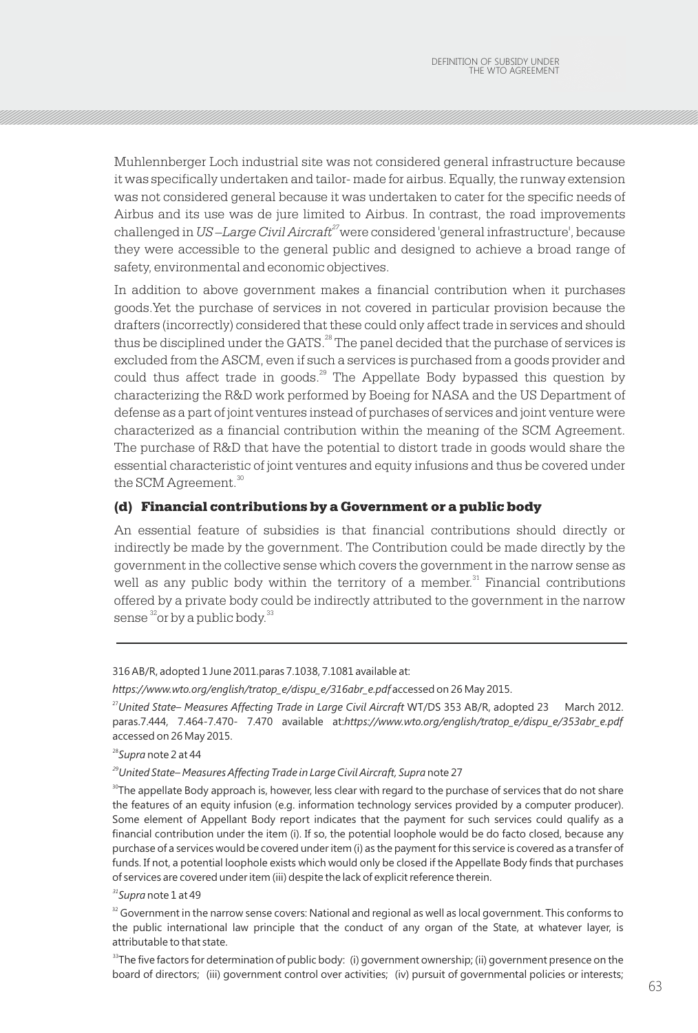Muhlennberger Loch industrial site was not considered general infrastructure because it was specifically undertaken and tailor- made for airbus. Equally, the runway extension was not considered general because it was undertaken to cater for the specific needs of Airbus and its use was de jure limited to Airbus. In contrast, the road improvements challenged in *US –Large Civil Aircraft*[27] were considered 'general infrastructure', because they were accessible to the general public and designed to achieve a broad range of safety, environmental and economic objectives.

In addition to above government makes a financial contribution when it purchases goods.Yet the purchase of services in not covered in particular provision because the drafters (incorrectly) considered that these could only affect trade in services and should thus be disciplined under the GATS.[28] The panel decided that the purchase of services is excluded from the ASCM, even if such a services is purchased from a goods provider and could thus affect trade in goods.[29] The Appellate Body bypassed this question by characterizing the R&D work performed by Boeing for NASA and the US Department of defense as a part of joint ventures instead of purchases of services and joint venture were characterized as a financial contribution within the meaning of the SCM Agreement. The purchase of R&D that have the potential to distort trade in goods would share the essential characteristic of joint ventures and equity infusions and thus be covered under the SCM Agreement.[30]

### (d) Financial contributions by a Government or a public body

An essential feature of subsidies is that financial contributions should directly or indirectly be made by the government. The Contribution could be made directly by the government in the collective sense which covers the government in the narrow sense as well as any public body within the territory of a member.[31] Financial contributions offered by a private body could be indirectly attributed to the government in the narrow sense[32] or by a public body.[33]

---

316 AB/R, adopted 1 June 2011.paras 7.1038, 7.1081 available at:

*https://www.wto.org/english/tratop_e/dispu_e/316abr_e.pdf* accessed on 26 May 2015.

[27] *United State– Measures Affecting Trade in Large Civil Aircraft* WT/DS 353 AB/R, adopted 23 March 2012. paras.7.444, 7.464-7.470- 7.470 available at:*https://www.wto.org/english/tratop_e/dispu_e/353abr_e.pdf* accessed on 26 May 2015.

[28] *Supra* note 2 at 44

[29] *United State– Measures Affecting Trade in Large Civil Aircraft, Supra* note 27

[30] The appellate Body approach is, however, less clear with regard to the purchase of services that do not share the features of an equity infusion (e.g. information technology services provided by a computer producer). Some element of Appellant Body report indicates that the payment for such services could qualify as a financial contribution under the item (i). If so, the potential loophole would be do facto closed, because any purchase of a services would be covered under item (i) as the payment for this service is covered as a transfer of funds. If not, a potential loophole exists which would only be closed if the Appellate Body finds that purchases of services are covered under item (iii) despite the lack of explicit reference therein.

[31] *Supra* note 1 at 49

[32] Government in the narrow sense covers: National and regional as well as local government. This conforms to the public international law principle that the conduct of any organ of the State, at whatever layer, is attributable to that state.

[33] The five factors for determination of public body: (i) government ownership; (ii) government presence on the board of directors; (iii) government control over activities; (iv) pursuit of governmental policies or interests;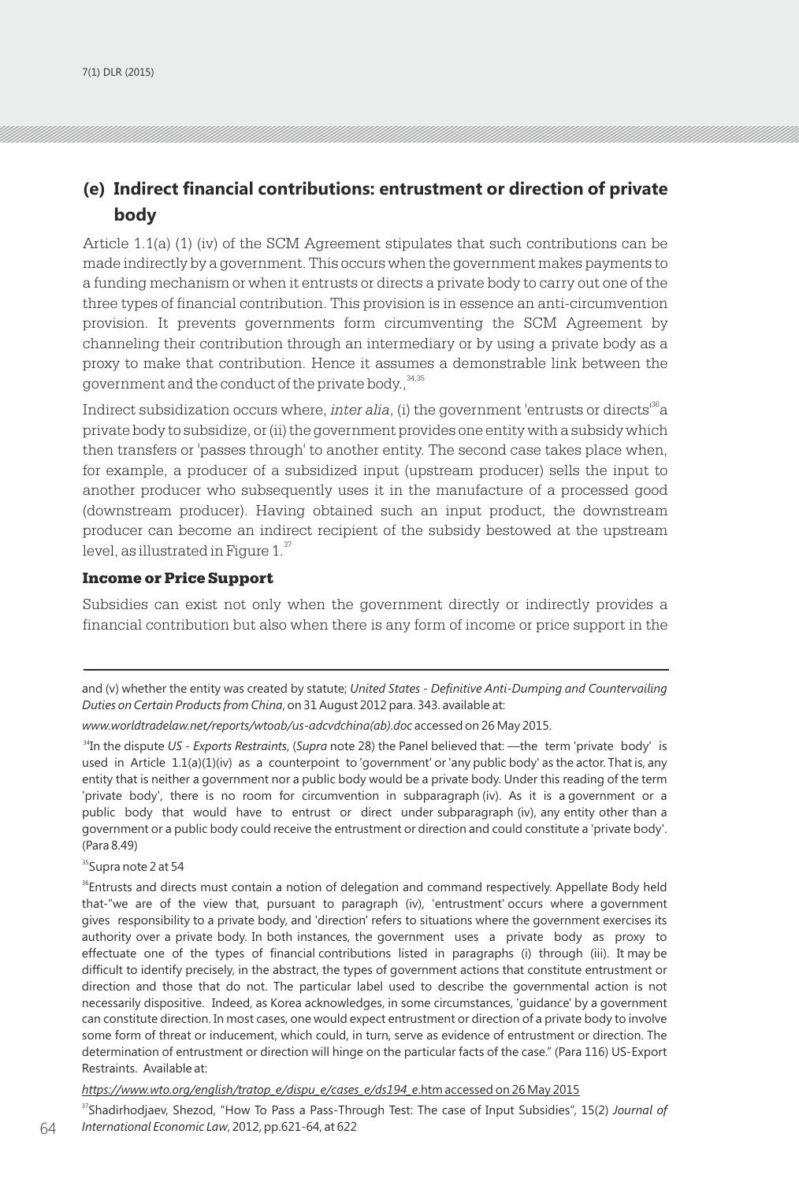## (e) Indirect financial contributions: entrustment or direction of private body

Article 1.1(a) (1) (iv) of the SCM Agreement stipulates that such contributions can be made indirectly by a government. This occurs when the government makes payments to a funding mechanism or when it entrusts or directs a private body to carry out one of the three types of financial contribution. This provision is in essence an anti-circumvention provision. It prevents governments form circumventing the SCM Agreement by channeling their contribution through an intermediary or by using a private body as a proxy to make that contribution. Hence it assumes a demonstrable link between the government and the conduct of the private body.,[34,35]

Indirect subsidization occurs where, *inter alia*, (i) the government 'entrusts or directs'[36] a private body to subsidize, or (ii) the government provides one entity with a subsidy which then transfers or 'passes through' to another entity. The second case takes place when, for example, a producer of a subsidized input (upstream producer) sells the input to another producer who subsequently uses it in the manufacture of a processed good (downstream producer). Having obtained such an input product, the downstream producer can become an indirect recipient of the subsidy bestowed at the upstream level, as illustrated in Figure 1.[37]

### Income or Price Support

Subsidies can exist not only when the government directly or indirectly provides a financial contribution but also when there is any form of income or price support in the

---

and (v) whether the entity was created by statute; *United States - Definitive Anti-Dumping and Countervailing Duties on Certain Products from China*, on 31 August 2012 para. 343. available at:

*www.worldtradelaw.net/reports/wtoab/us-adcvdchina(ab).doc* accessed on 26 May 2015.

[34] In the dispute *US - Exports Restraints*, (*Supra* note 28) the Panel believed that: —the term 'private body' is used in Article 1.1(a)(1)(iv) as a counterpoint to 'government' or 'any public body' as the actor. That is, any entity that is neither a government nor a public body would be a private body. Under this reading of the term 'private body', there is no room for circumvention in subparagraph (iv). As it is a government or a public body that would have to entrust or direct under subparagraph (iv), any entity other than a government or a public body could receive the entrustment or direction and could constitute a 'private body'. (Para 8.49)

[35] Supra note 2 at 54

[36] Entrusts and directs must contain a notion of delegation and command respectively. Appellate Body held that-"we are of the view that, pursuant to paragraph (iv), 'entrustment' occurs where a government gives responsibility to a private body, and 'direction' refers to situations where the government exercises its authority over a private body. In both instances, the government uses a private body as proxy to effectuate one of the types of financial contributions listed in paragraphs (i) through (iii). It may be difficult to identify precisely, in the abstract, the types of government actions that constitute entrustment or direction and those that do not. The particular label used to describe the governmental action is not necessarily dispositive. Indeed, as Korea acknowledges, in some circumstances, 'guidance' by a government can constitute direction. In most cases, one would expect entrustment or direction of a private body to involve some form of threat or inducement, which could, in turn, serve as evidence of entrustment or direction. The determination of entrustment or direction will hinge on the particular facts of the case." (Para 116) US-Export Restraints. Available at:

*https://www.wto.org/english/tratop_e/dispu_e/cases_e/ds194_e*.htm accessed on 26 May 2015

[37] Shadirhodjaev, Shezod, "How To Pass a Pass-Through Test: The case of Input Subsidies", 15(2) *Journal of International Economic Law*, 2012, pp.621-64, at 622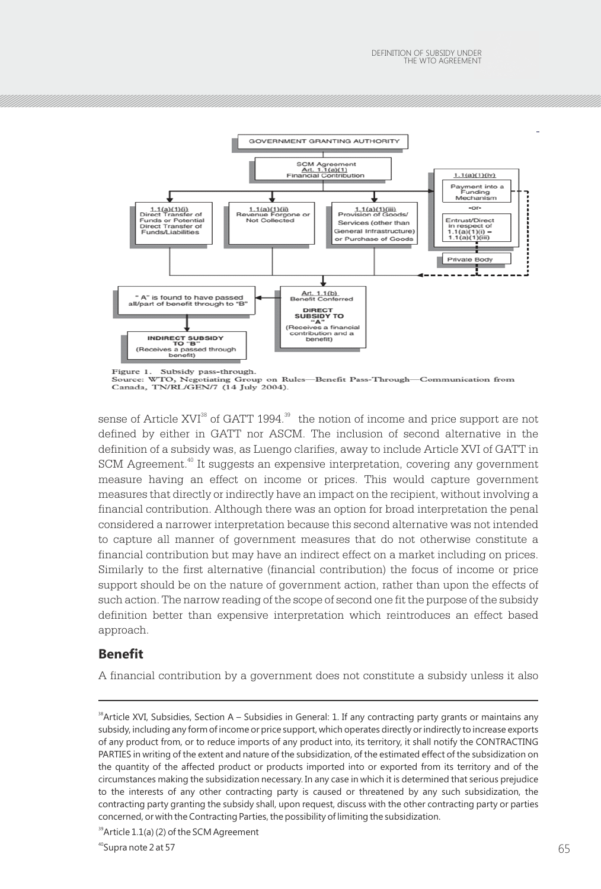Figure 1. Subsidy pass-through.
Source: WTO, Negotiating Group on Rules—Benefit Pass-Through—Communication from Canada, TN/RL/GEN/7 (14 July 2004).

sense of Article XVI[38] of GATT 1994.[39] the notion of income and price support are not defined by either in GATT nor ASCM. The inclusion of second alternative in the definition of a subsidy was, as Luengo clarifies, away to include Article XVI of GATT in SCM Agreement.[40] It suggests an expensive interpretation, covering any government measure having an effect on income or prices. This would capture government measures that directly or indirectly have an impact on the recipient, without involving a financial contribution. Although there was an option for broad interpretation the penal considered a narrower interpretation because this second alternative was not intended to capture all manner of government measures that do not otherwise constitute a financial contribution but may have an indirect effect on a market including on prices. Similarly to the first alternative (financial contribution) the focus of income or price support should be on the nature of government action, rather than upon the effects of such action. The narrow reading of the scope of second one fit the purpose of the subsidy definition better than expensive interpretation which reintroduces an effect based approach.

## Benefit

A financial contribution by a government does not constitute a subsidy unless it also

---

[38] Article XVI, Subsidies, Section A – Subsidies in General: 1. If any contracting party grants or maintains any subsidy, including any form of income or price support, which operates directly or indirectly to increase exports of any product from, or to reduce imports of any product into, its territory, it shall notify the CONTRACTING PARTIES in writing of the extent and nature of the subsidization, of the estimated effect of the subsidization on the quantity of the affected product or products imported into or exported from its territory and of the circumstances making the subsidization necessary. In any case in which it is determined that serious prejudice to the interests of any other contracting party is caused or threatened by any such subsidization, the contracting party granting the subsidy shall, upon request, discuss with the other contracting party or parties concerned, or with the Contracting Parties, the possibility of limiting the subsidization.

[39] Article 1.1(a) (2) of the SCM Agreement

[40] Supra note 2 at 57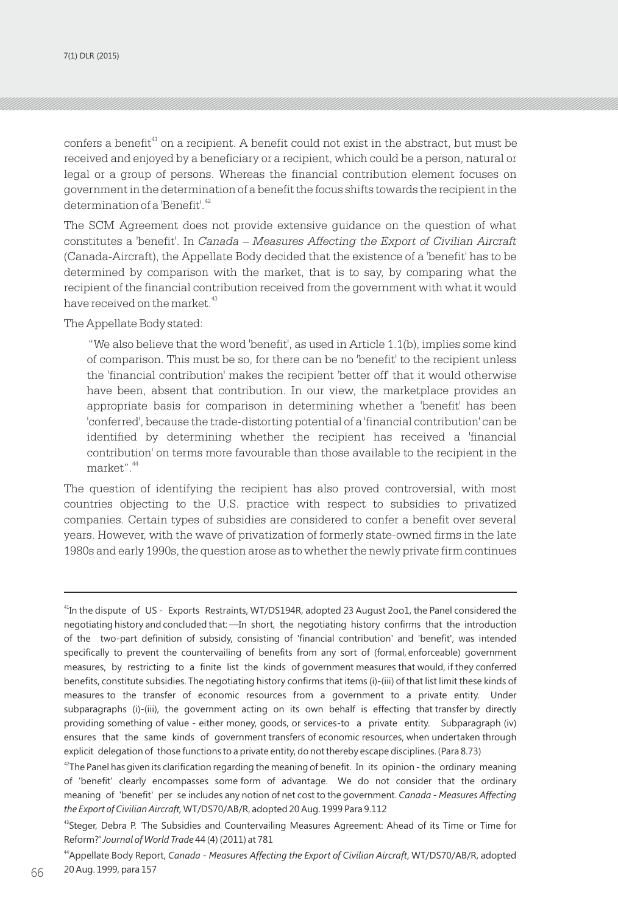confers a benefit[41] on a recipient. A benefit could not exist in the abstract, but must be received and enjoyed by a beneficiary or a recipient, which could be a person, natural or legal or a group of persons. Whereas the financial contribution element focuses on government in the determination of a benefit the focus shifts towards the recipient in the determination of a 'Benefit'.[42]

The SCM Agreement does not provide extensive guidance on the question of what constitutes a 'benefit'. In *Canada – Measures Affecting the Export of Civilian Aircraft* (Canada-Aircraft), the Appellate Body decided that the existence of a 'benefit' has to be determined by comparison with the market, that is to say, by comparing what the recipient of the financial contribution received from the government with what it would have received on the market.[43]

The Appellate Body stated:

> "We also believe that the word 'benefit', as used in Article 1.1(b), implies some kind of comparison. This must be so, for there can be no 'benefit' to the recipient unless the 'financial contribution' makes the recipient 'better off' that it would otherwise have been, absent that contribution. In our view, the marketplace provides an appropriate basis for comparison in determining whether a 'benefit' has been 'conferred', because the trade-distorting potential of a 'financial contribution' can be identified by determining whether the recipient has received a 'financial contribution' on terms more favourable than those available to the recipient in the market".[44]

The question of identifying the recipient has also proved controversial, with most countries objecting to the U.S. practice with respect to subsidies to privatized companies. Certain types of subsidies are considered to confer a benefit over several years. However, with the wave of privatization of formerly state-owned firms in the late 1980s and early 1990s, the question arose as to whether the newly private firm continues

---

[41] In the dispute of US - Exports Restraints, WT/DS194R, adopted 23 August 2oo1, the Panel considered the negotiating history and concluded that: —In short, the negotiating history confirms that the introduction of the two-part definition of subsidy, consisting of 'financial contribution' and 'benefit', was intended specifically to prevent the countervailing of benefits from any sort of (formal, enforceable) government measures, by restricting to a finite list the kinds of government measures that would, if they conferred benefits, constitute subsidies. The negotiating history confirms that items (i)-(iii) of that list limit these kinds of measures to the transfer of economic resources from a government to a private entity. Under subparagraphs (i)-(iii), the government acting on its own behalf is effecting that transfer by directly providing something of value - either money, goods, or services-to a private entity. Subparagraph (iv) ensures that the same kinds of government transfers of economic resources, when undertaken through explicit delegation of those functions to a private entity, do not thereby escape disciplines. (Para 8.73)

[42] The Panel has given its clarification regarding the meaning of benefit. In its opinion - the ordinary meaning of 'benefit' clearly encompasses some form of advantage. We do not consider that the ordinary meaning of 'benefit' per se includes any notion of net cost to the government. *Canada - Measures Affecting the Export of Civilian Aircraft,* WT/DS70/AB/R, adopted 20 Aug. 1999 Para 9.112

[43] Steger, Debra P. 'The Subsidies and Countervailing Measures Agreement: Ahead of its Time or Time for Reform?' *Journal of World Trade* 44 (4) (2011) at 781

[44] Appellate Body Report, *Canada - Measures Affecting the Export of Civilian Aircraft*, WT/DS70/AB/R, adopted 20 Aug. 1999, para 157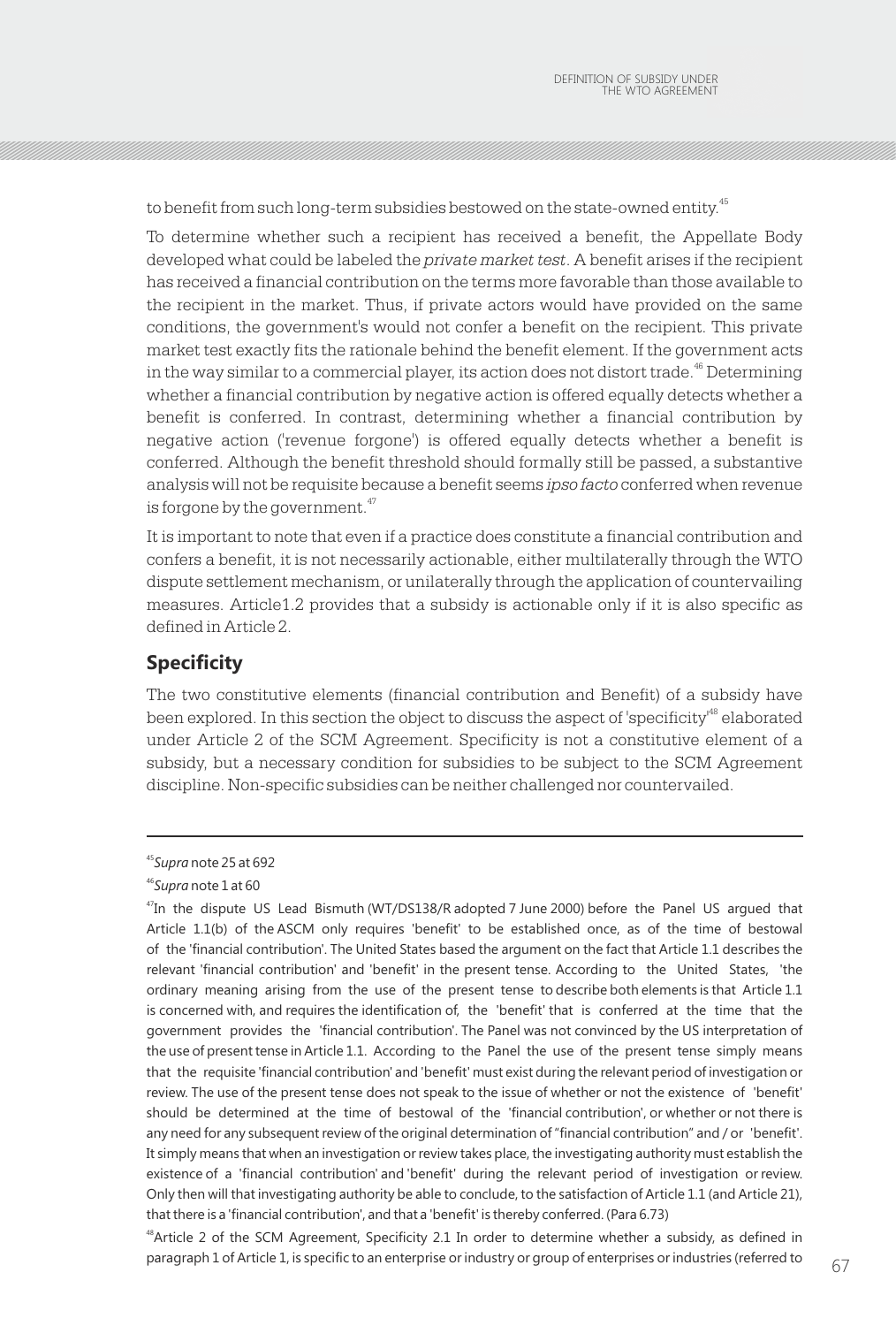to benefit from such long-term subsidies bestowed on the state-owned entity.[45]

To determine whether such a recipient has received a benefit, the Appellate Body developed what could be labeled the *private market test*. A benefit arises if the recipient has received a financial contribution on the terms more favorable than those available to the recipient in the market. Thus, if private actors would have provided on the same conditions, the government's would not confer a benefit on the recipient. This private market test exactly fits the rationale behind the benefit element. If the government acts in the way similar to a commercial player, its action does not distort trade.[46] Determining whether a financial contribution by negative action is offered equally detects whether a benefit is conferred. In contrast, determining whether a financial contribution by negative action ('revenue forgone') is offered equally detects whether a benefit is conferred. Although the benefit threshold should formally still be passed, a substantive analysis will not be requisite because a benefit seems *ipso facto* conferred when revenue is forgone by the government.[47]

It is important to note that even if a practice does constitute a financial contribution and confers a benefit, it is not necessarily actionable, either multilaterally through the WTO dispute settlement mechanism, or unilaterally through the application of countervailing measures. Article1.2 provides that a subsidy is actionable only if it is also specific as defined in Article 2.

## Specificity

The two constitutive elements (financial contribution and Benefit) of a subsidy have been explored. In this section the object to discuss the aspect of 'specificity'[48] elaborated under Article 2 of the SCM Agreement. Specificity is not a constitutive element of a subsidy, but a necessary condition for subsidies to be subject to the SCM Agreement discipline. Non-specific subsidies can be neither challenged nor countervailed.

---

[45] *Supra* note 25 at 692

[46] *Supra* note 1 at 60

[47] In the dispute US Lead Bismuth (WT/DS138/R adopted 7 June 2000) before the Panel US argued that Article 1.1(b) of the ASCM only requires 'benefit' to be established once, as of the time of bestowal of the 'financial contribution'. The United States based the argument on the fact that Article 1.1 describes the relevant 'financial contribution' and 'benefit' in the present tense. According to the United States, 'the ordinary meaning arising from the use of the present tense to describe both elements is that Article 1.1 is concerned with, and requires the identification of, the 'benefit' that is conferred at the time that the government provides the 'financial contribution'. The Panel was not convinced by the US interpretation of the use of present tense in Article 1.1. According to the Panel the use of the present tense simply means that the requisite 'financial contribution' and 'benefit' must exist during the relevant period of investigation or review. The use of the present tense does not speak to the issue of whether or not the existence of 'benefit' should be determined at the time of bestowal of the 'financial contribution', or whether or not there is any need for any subsequent review of the original determination of "financial contribution" and / or 'benefit'. It simply means that when an investigation or review takes place, the investigating authority must establish the existence of a 'financial contribution' and 'benefit' during the relevant period of investigation or review. Only then will that investigating authority be able to conclude, to the satisfaction of Article 1.1 (and Article 21), that there is a 'financial contribution', and that a 'benefit' is thereby conferred. (Para 6.73)

[48] Article 2 of the SCM Agreement, Specificity 2.1 In order to determine whether a subsidy, as defined in paragraph 1 of Article 1, is specific to an enterprise or industry or group of enterprises or industries (referred to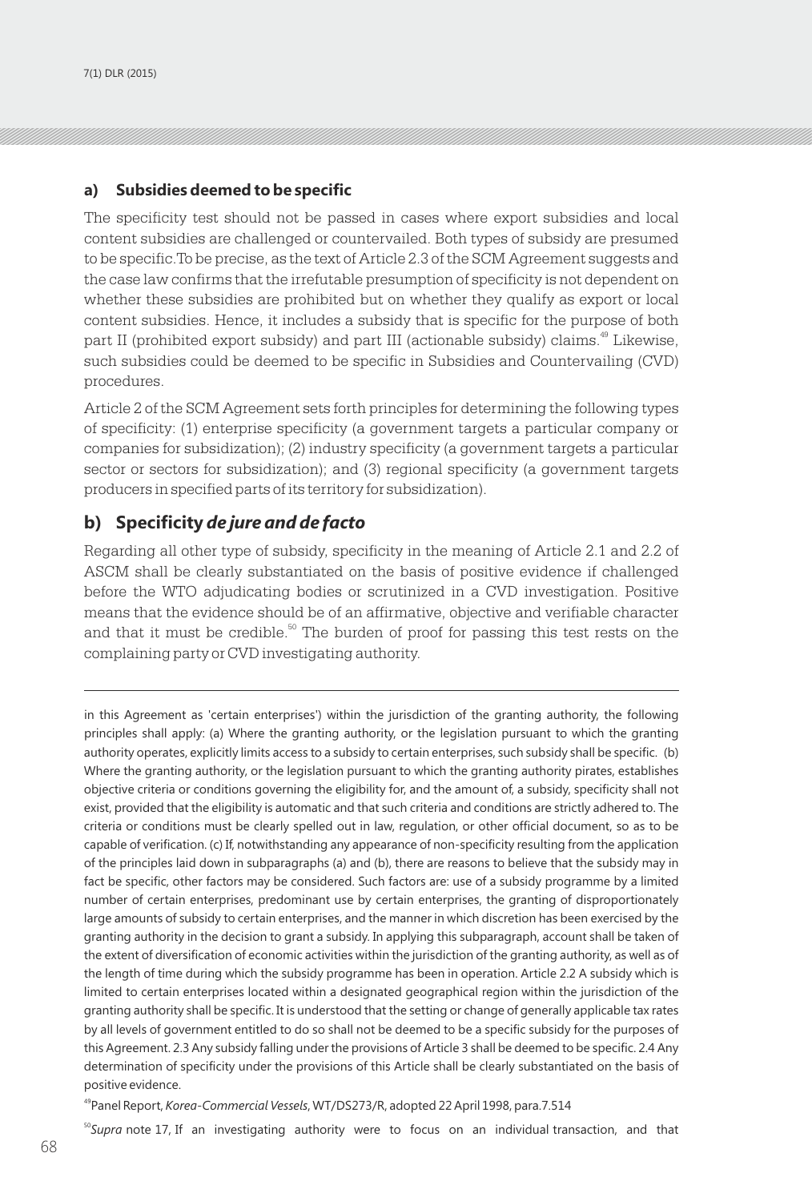### a) Subsidies deemed to be specific

The specificity test should not be passed in cases where export subsidies and local content subsidies are challenged or countervailed. Both types of subsidy are presumed to be specific.To be precise, as the text of Article 2.3 of the SCM Agreement suggests and the case law confirms that the irrefutable presumption of specificity is not dependent on whether these subsidies are prohibited but on whether they qualify as export or local content subsidies. Hence, it includes a subsidy that is specific for the purpose of both part II (prohibited export subsidy) and part III (actionable subsidy) claims.[49] Likewise, such subsidies could be deemed to be specific in Subsidies and Countervailing (CVD) procedures.

Article 2 of the SCM Agreement sets forth principles for determining the following types of specificity: (1) enterprise specificity (a government targets a particular company or companies for subsidization); (2) industry specificity (a government targets a particular sector or sectors for subsidization); and (3) regional specificity (a government targets producers in specified parts of its territory for subsidization).

### b) Specificity *de jure and de facto*

Regarding all other type of subsidy, specificity in the meaning of Article 2.1 and 2.2 of ASCM shall be clearly substantiated on the basis of positive evidence if challenged before the WTO adjudicating bodies or scrutinized in a CVD investigation. Positive means that the evidence should be of an affirmative, objective and verifiable character and that it must be credible.[50] The burden of proof for passing this test rests on the complaining party or CVD investigating authority.

---

in this Agreement as 'certain enterprises') within the jurisdiction of the granting authority, the following principles shall apply: (a) Where the granting authority, or the legislation pursuant to which the granting authority operates, explicitly limits access to a subsidy to certain enterprises, such subsidy shall be specific. (b) Where the granting authority, or the legislation pursuant to which the granting authority pirates, establishes objective criteria or conditions governing the eligibility for, and the amount of, a subsidy, specificity shall not exist, provided that the eligibility is automatic and that such criteria and conditions are strictly adhered to. The criteria or conditions must be clearly spelled out in law, regulation, or other official document, so as to be capable of verification. (c) If, notwithstanding any appearance of non-specificity resulting from the application of the principles laid down in subparagraphs (a) and (b), there are reasons to believe that the subsidy may in fact be specific, other factors may be considered. Such factors are: use of a subsidy programme by a limited number of certain enterprises, predominant use by certain enterprises, the granting of disproportionately large amounts of subsidy to certain enterprises, and the manner in which discretion has been exercised by the granting authority in the decision to grant a subsidy. In applying this subparagraph, account shall be taken of the extent of diversification of economic activities within the jurisdiction of the granting authority, as well as of the length of time during which the subsidy programme has been in operation. Article 2.2 A subsidy which is limited to certain enterprises located within a designated geographical region within the jurisdiction of the granting authority shall be specific. It is understood that the setting or change of generally applicable tax rates by all levels of government entitled to do so shall not be deemed to be a specific subsidy for the purposes of this Agreement. 2.3 Any subsidy falling under the provisions of Article 3 shall be deemed to be specific. 2.4 Any determination of specificity under the provisions of this Article shall be clearly substantiated on the basis of positive evidence.

[49] Panel Report, *Korea-Commercial Vessels*, WT/DS273/R, adopted 22 April 1998, para.7.514

[50] *Supra* note 17, If an investigating authority were to focus on an individual transaction, and that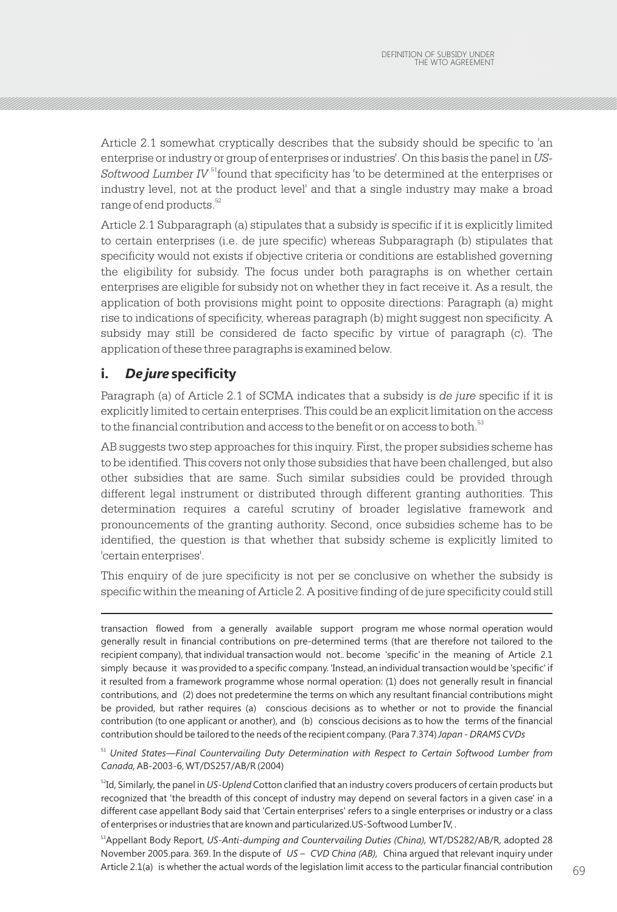Article 2.1 somewhat cryptically describes that the subsidy should be specific to 'an enterprise or industry or group of enterprises or industries'. On this basis the panel in *US-Softwood Lumber IV* [51] found that specificity has 'to be determined at the enterprises or industry level, not at the product level' and that a single industry may make a broad range of end products.[52]

Article 2.1 Subparagraph (a) stipulates that a subsidy is specific if it is explicitly limited to certain enterprises (i.e. de jure specific) whereas Subparagraph (b) stipulates that specificity would not exists if objective criteria or conditions are established governing the eligibility for subsidy. The focus under both paragraphs is on whether certain enterprises are eligible for subsidy not on whether they in fact receive it. As a result, the application of both provisions might point to opposite directions: Paragraph (a) might rise to indications of specificity, whereas paragraph (b) might suggest non specificity. A subsidy may still be considered de facto specific by virtue of paragraph (c). The application of these three paragraphs is examined below.

## i. *De jure* specificity

Paragraph (a) of Article 2.1 of SCMA indicates that a subsidy is *de jure* specific if it is explicitly limited to certain enterprises. This could be an explicit limitation on the access to the financial contribution and access to the benefit or on access to both.[53]

AB suggests two step approaches for this inquiry. First, the proper subsidies scheme has to be identified. This covers not only those subsidies that have been challenged, but also other subsidies that are same. Such similar subsidies could be provided through different legal instrument or distributed through different granting authorities. This determination requires a careful scrutiny of broader legislative framework and pronouncements of the granting authority. Second, once subsidies scheme has to be identified, the question is that whether that subsidy scheme is explicitly limited to 'certain enterprises'.

This enquiry of de jure specificity is not per se conclusive on whether the subsidy is specific within the meaning of Article 2. A positive finding of de jure specificity could still

---

transaction flowed from a generally available support program me whose normal operation would generally result in financial contributions on pre-determined terms (that are therefore not tailored to the recipient company), that individual transaction would not.. become 'specific' in the meaning of Article 2.1 simply because it was provided to a specific company. 'Instead, an individual transaction would be 'specific' if it resulted from a framework programme whose normal operation: (1) does not generally result in financial contributions, and (2) does not predetermine the terms on which any resultant financial contributions might be provided, but rather requires (a) conscious decisions as to whether or not to provide the financial contribution (to one applicant or another), and (b) conscious decisions as to how the terms of the financial contribution should be tailored to the needs of the recipient company. (Para 7.374) *Japan - DRAMS CVDs*

[51] *United States—Final Countervailing Duty Determination with Respect to Certain Softwood Lumber from Canada,* AB-2003-6, WT/DS257/AB/R (2004)

[52] Id, Similarly, the panel in *US-Uplend* Cotton clarified that an industry covers producers of certain products but recognized that 'the breadth of this concept of industry may depend on several factors in a given case' in a different case appellant Body said that 'Certain enterprises' refers to a single enterprises or industry or a class of enterprises or industries that are known and particularized.US-Softwood Lumber IV, .

[53] Appellant Body Report, *US-Anti-dumping and Countervailing Duties (China),* WT/DS282/AB/R, adopted 28 November 2005.para. 369. In the dispute of *US – CVD China (AB),* China argued that relevant inquiry under Article 2.1(a) is whether the actual words of the legislation limit access to the particular financial contribution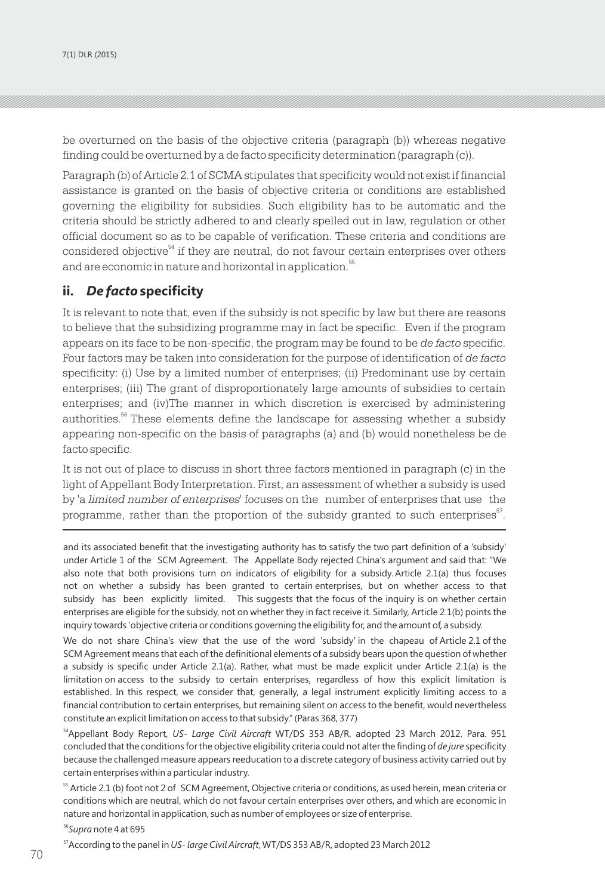be overturned on the basis of the objective criteria (paragraph (b)) whereas negative finding could be overturned by a de facto specificity determination (paragraph (c)).

Paragraph (b) of Article 2.1 of SCMA stipulates that specificity would not exist if financial assistance is granted on the basis of objective criteria or conditions are established governing the eligibility for subsidies. Such eligibility has to be automatic and the criteria should be strictly adhered to and clearly spelled out in law, regulation or other official document so as to be capable of verification. These criteria and conditions are considered objective[54] if they are neutral, do not favour certain enterprises over others and are economic in nature and horizontal in application.[55]

## ii. *De facto* specificity

It is relevant to note that, even if the subsidy is not specific by law but there are reasons to believe that the subsidizing programme may in fact be specific. Even if the program appears on its face to be non-specific, the program may be found to be *de facto* specific. Four factors may be taken into consideration for the purpose of identification of *de facto* specificity: (i) Use by a limited number of enterprises; (ii) Predominant use by certain enterprises; (iii) The grant of disproportionately large amounts of subsidies to certain enterprises; and (iv)The manner in which discretion is exercised by administering authorities.[56] These elements define the landscape for assessing whether a subsidy appearing non-specific on the basis of paragraphs (a) and (b) would nonetheless be de facto specific.

It is not out of place to discuss in short three factors mentioned in paragraph (c) in the light of Appellant Body Interpretation. First, an assessment of whether a subsidy is used by 'a *limited number of enterprises*' focuses on the number of enterprises that use the programme, rather than the proportion of the subsidy granted to such enterprises[57].

---

and its associated benefit that the investigating authority has to satisfy the two part definition of a 'subsidy' under Article 1 of the SCM Agreement. The Appellate Body rejected China's argument and said that: "We also note that both provisions turn on indicators of eligibility for a subsidy. Article 2.1(a) thus focuses not on whether a subsidy has been granted to certain enterprises, but on whether access to that subsidy has been explicitly limited. This suggests that the focus of the inquiry is on whether certain enterprises are eligible for the subsidy, not on whether they in fact receive it. Similarly, Article 2.1(b) points the inquiry towards 'objective criteria or conditions governing the eligibility for, and the amount of, a subsidy.

We do not share China's view that the use of the word 'subsidy' in the chapeau of Article 2.1 of the SCM Agreement means that each of the definitional elements of a subsidy bears upon the question of whether a subsidy is specific under Article 2.1(a). Rather, what must be made explicit under Article 2.1(a) is the limitation on access to the subsidy to certain enterprises, regardless of how this explicit limitation is established. In this respect, we consider that, generally, a legal instrument explicitly limiting access to a financial contribution to certain enterprises, but remaining silent on access to the benefit, would nevertheless constitute an explicit limitation on access to that subsidy." (Paras 368, 377)

[54] Appellant Body Report, *US- Large Civil Aircraft* WT/DS 353 AB/R, adopted 23 March 2012. Para. 951 concluded that the conditions for the objective eligibility criteria could not alter the finding of *de jure* specificity because the challenged measure appears reeducation to a discrete category of business activity carried out by certain enterprises within a particular industry.

[55] Article 2.1 (b) foot not 2 of SCM Agreement, Objective criteria or conditions, as used herein, mean criteria or conditions which are neutral, which do not favour certain enterprises over others, and which are economic in nature and horizontal in application, such as number of employees or size of enterprise.

[56] *Supra* note 4 at 695

[57] According to the panel in *US- large Civil Aircraft*, WT/DS 353 AB/R, adopted 23 March 2012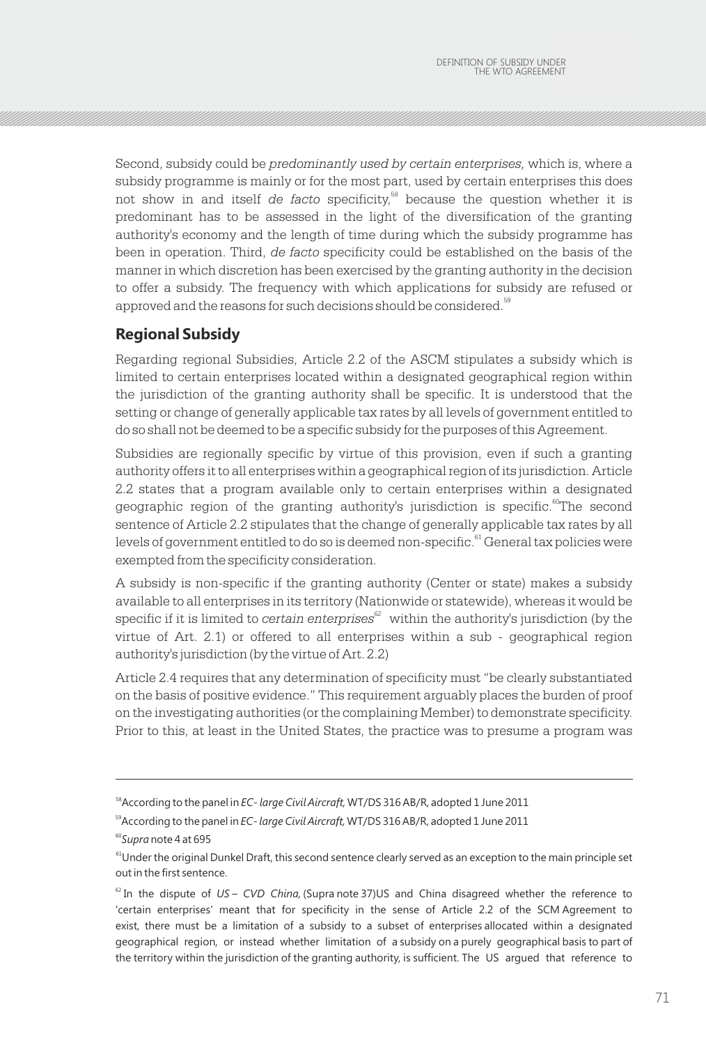Second, subsidy could be *predominantly used by certain enterprises,* which is, where a subsidy programme is mainly or for the most part, used by certain enterprises this does not show in and itself *de facto* specificity,[58] because the question whether it is predominant has to be assessed in the light of the diversification of the granting authority's economy and the length of time during which the subsidy programme has been in operation. Third, *de facto* specificity could be established on the basis of the manner in which discretion has been exercised by the granting authority in the decision to offer a subsidy. The frequency with which applications for subsidy are refused or approved and the reasons for such decisions should be considered.[59]

## Regional Subsidy

Regarding regional Subsidies, Article 2.2 of the ASCM stipulates a subsidy which is limited to certain enterprises located within a designated geographical region within the jurisdiction of the granting authority shall be specific. It is understood that the setting or change of generally applicable tax rates by all levels of government entitled to do so shall not be deemed to be a specific subsidy for the purposes of this Agreement.

Subsidies are regionally specific by virtue of this provision, even if such a granting authority offers it to all enterprises within a geographical region of its jurisdiction. Article 2.2 states that a program available only to certain enterprises within a designated geographic region of the granting authority's jurisdiction is specific.[60] The second sentence of Article 2.2 stipulates that the change of generally applicable tax rates by all levels of government entitled to do so is deemed non-specific.[61] General tax policies were exempted from the specificity consideration.

A subsidy is non-specific if the granting authority (Center or state) makes a subsidy available to all enterprises in its territory (Nationwide or statewide), whereas it would be specific if it is limited to *certain enterprises*[62] within the authority's jurisdiction (by the virtue of Art. 2.1) or offered to all enterprises within a sub - geographical region authority's jurisdiction (by the virtue of Art. 2.2)

Article 2.4 requires that any determination of specificity must "be clearly substantiated on the basis of positive evidence." This requirement arguably places the burden of proof on the investigating authorities (or the complaining Member) to demonstrate specificity. Prior to this, at least in the United States, the practice was to presume a program was

---

[58] According to the panel in *EC- large Civil Aircraft,* WT/DS 316 AB/R, adopted 1 June 2011

[59] According to the panel in *EC- large Civil Aircraft,* WT/DS 316 AB/R, adopted 1 June 2011

[60] *Supra* note 4 at 695

[61] Under the original Dunkel Draft, this second sentence clearly served as an exception to the main principle set out in the first sentence.

[62] In the dispute of *US – CVD China,* (Supra note 37)US and China disagreed whether the reference to 'certain enterprises' meant that for specificity in the sense of Article 2.2 of the SCM Agreement to exist, there must be a limitation of a subsidy to a subset of enterprises allocated within a designated geographical region, or instead whether limitation of a subsidy on a purely geographical basis to part of the territory within the jurisdiction of the granting authority, is sufficient. The US argued that reference to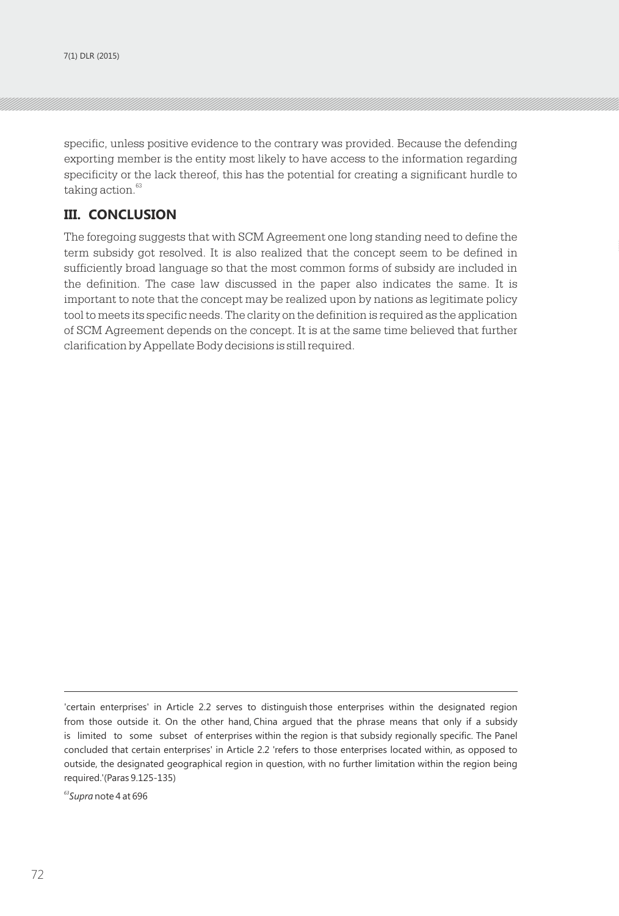specific, unless positive evidence to the contrary was provided. Because the defending exporting member is the entity most likely to have access to the information regarding specificity or the lack thereof, this has the potential for creating a significant hurdle to taking action.[63]

## III. CONCLUSION

The foregoing suggests that with SCM Agreement one long standing need to define the term subsidy got resolved. It is also realized that the concept seem to be defined in sufficiently broad language so that the most common forms of subsidy are included in the definition. The case law discussed in the paper also indicates the same. It is important to note that the concept may be realized upon by nations as legitimate policy tool to meets its specific needs. The clarity on the definition is required as the application of SCM Agreement depends on the concept. It is at the same time believed that further clarification by Appellate Body decisions is still required.

---

'certain enterprises' in Article 2.2 serves to distinguish those enterprises within the designated region from those outside it. On the other hand, China argued that the phrase means that only if a subsidy is limited to some subset of enterprises within the region is that subsidy regionally specific. The Panel concluded that certain enterprises' in Article 2.2 'refers to those enterprises located within, as opposed to outside, the designated geographical region in question, with no further limitation within the region being required.'(Paras 9.125-135)

[63] *Supra* note 4 at 696